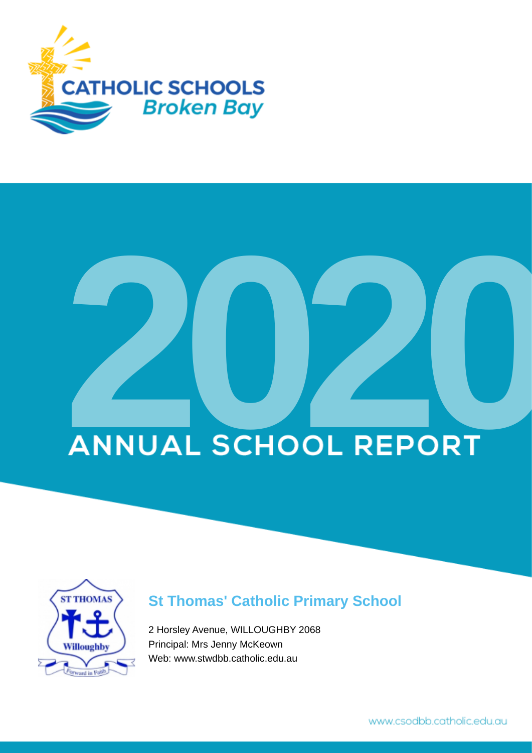CATHOLIC SCHOOLS
Broken Bay

# 2020 ANNUAL SCHOOL REPORT

## St Thomas' Catholic Primary School

2 Horsley Avenue, WILLOUGHBY 2068
Principal: Mrs Jenny McKeown
Web: www.stwdbb.catholic.edu.au

www.csodbb.catholic.edu.au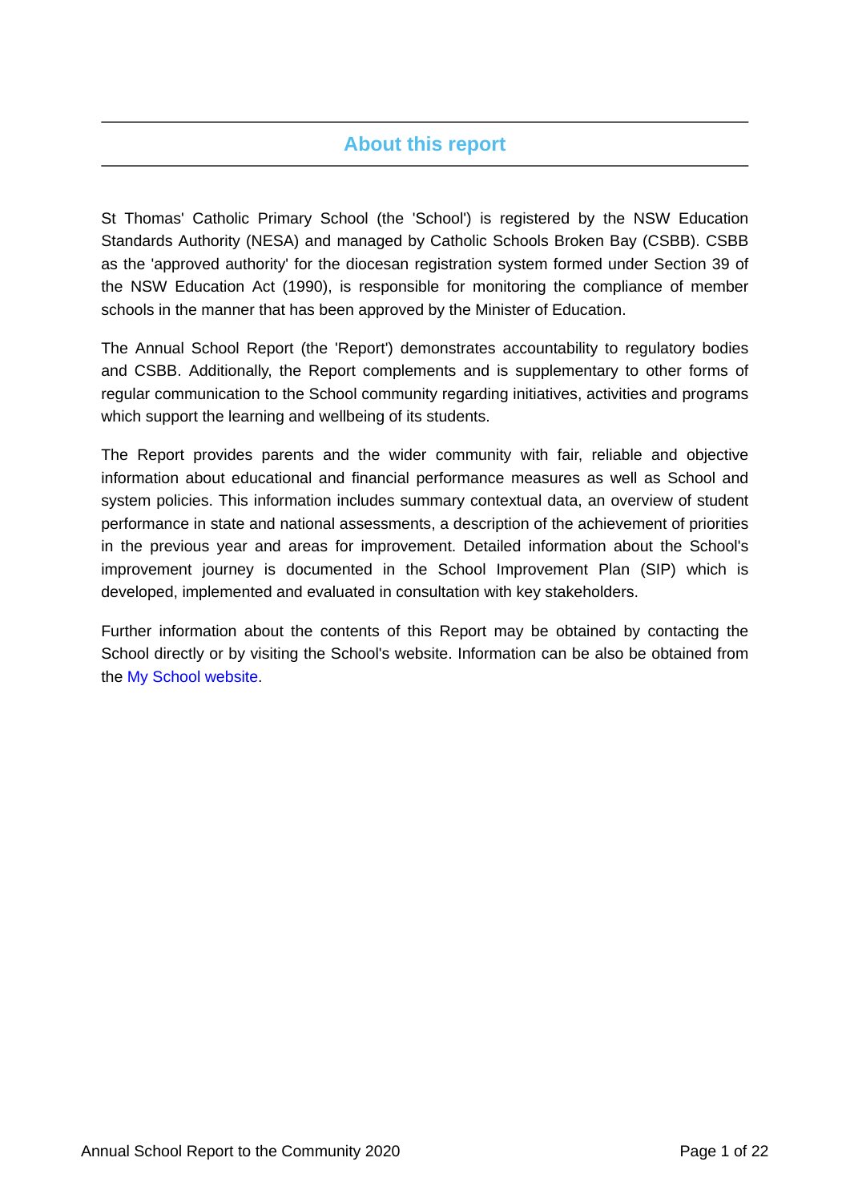## About this report

St Thomas' Catholic Primary School (the 'School') is registered by the NSW Education Standards Authority (NESA) and managed by Catholic Schools Broken Bay (CSBB). CSBB as the 'approved authority' for the diocesan registration system formed under Section 39 of the NSW Education Act (1990), is responsible for monitoring the compliance of member schools in the manner that has been approved by the Minister of Education.

The Annual School Report (the 'Report') demonstrates accountability to regulatory bodies and CSBB. Additionally, the Report complements and is supplementary to other forms of regular communication to the School community regarding initiatives, activities and programs which support the learning and wellbeing of its students.

The Report provides parents and the wider community with fair, reliable and objective information about educational and financial performance measures as well as School and system policies. This information includes summary contextual data, an overview of student performance in state and national assessments, a description of the achievement of priorities in the previous year and areas for improvement. Detailed information about the School's improvement journey is documented in the School Improvement Plan (SIP) which is developed, implemented and evaluated in consultation with key stakeholders.

Further information about the contents of this Report may be obtained by contacting the School directly or by visiting the School's website. Information can be also be obtained from the My School website.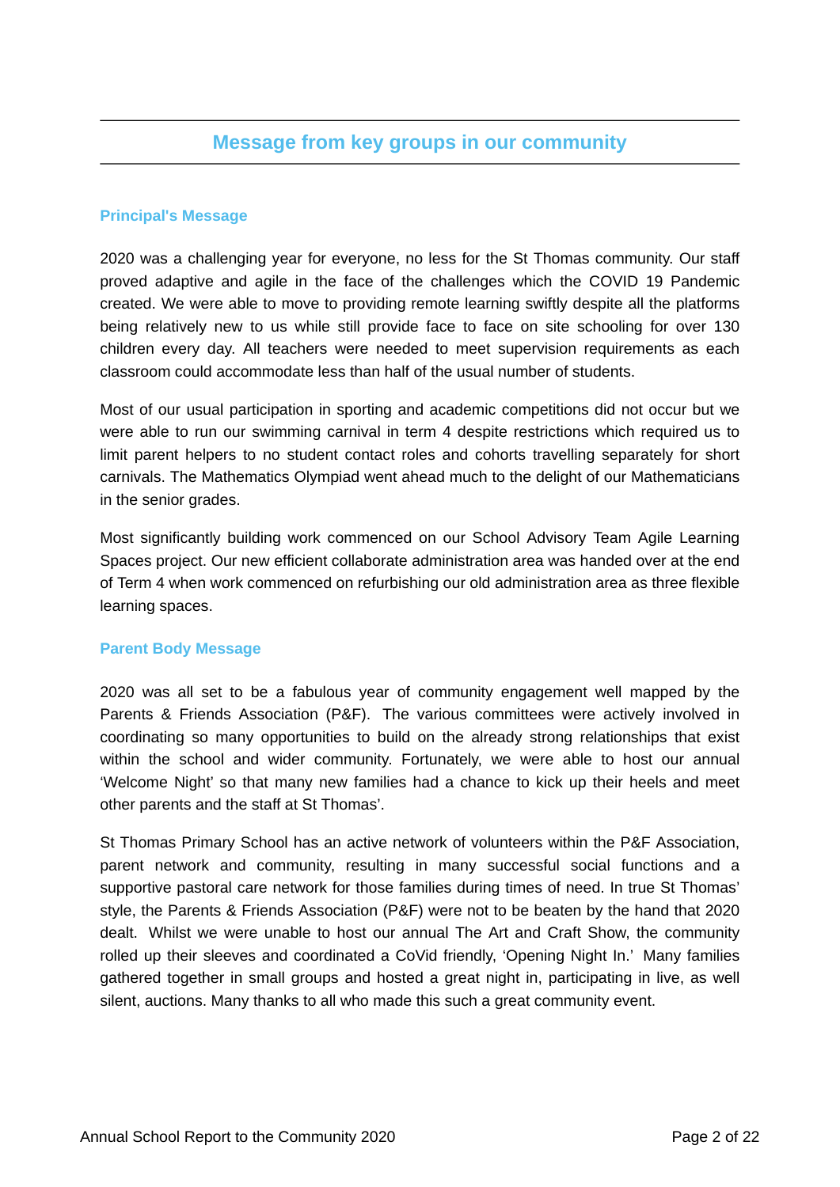## Message from key groups in our community

### Principal's Message

2020 was a challenging year for everyone, no less for the St Thomas community. Our staff proved adaptive and agile in the face of the challenges which the COVID 19 Pandemic created. We were able to move to providing remote learning swiftly despite all the platforms being relatively new to us while still provide face to face on site schooling for over 130 children every day. All teachers were needed to meet supervision requirements as each classroom could accommodate less than half of the usual number of students.

Most of our usual participation in sporting and academic competitions did not occur but we were able to run our swimming carnival in term 4 despite restrictions which required us to limit parent helpers to no student contact roles and cohorts travelling separately for short carnivals. The Mathematics Olympiad went ahead much to the delight of our Mathematicians in the senior grades.

Most significantly building work commenced on our School Advisory Team Agile Learning Spaces project. Our new efficient collaborate administration area was handed over at the end of Term 4 when work commenced on refurbishing our old administration area as three flexible learning spaces.

### Parent Body Message

2020 was all set to be a fabulous year of community engagement well mapped by the Parents & Friends Association (P&F). The various committees were actively involved in coordinating so many opportunities to build on the already strong relationships that exist within the school and wider community. Fortunately, we were able to host our annual 'Welcome Night' so that many new families had a chance to kick up their heels and meet other parents and the staff at St Thomas'.

St Thomas Primary School has an active network of volunteers within the P&F Association, parent network and community, resulting in many successful social functions and a supportive pastoral care network for those families during times of need. In true St Thomas' style, the Parents & Friends Association (P&F) were not to be beaten by the hand that 2020 dealt. Whilst we were unable to host our annual The Art and Craft Show, the community rolled up their sleeves and coordinated a CoVid friendly, 'Opening Night In.' Many families gathered together in small groups and hosted a great night in, participating in live, as well silent, auctions. Many thanks to all who made this such a great community event.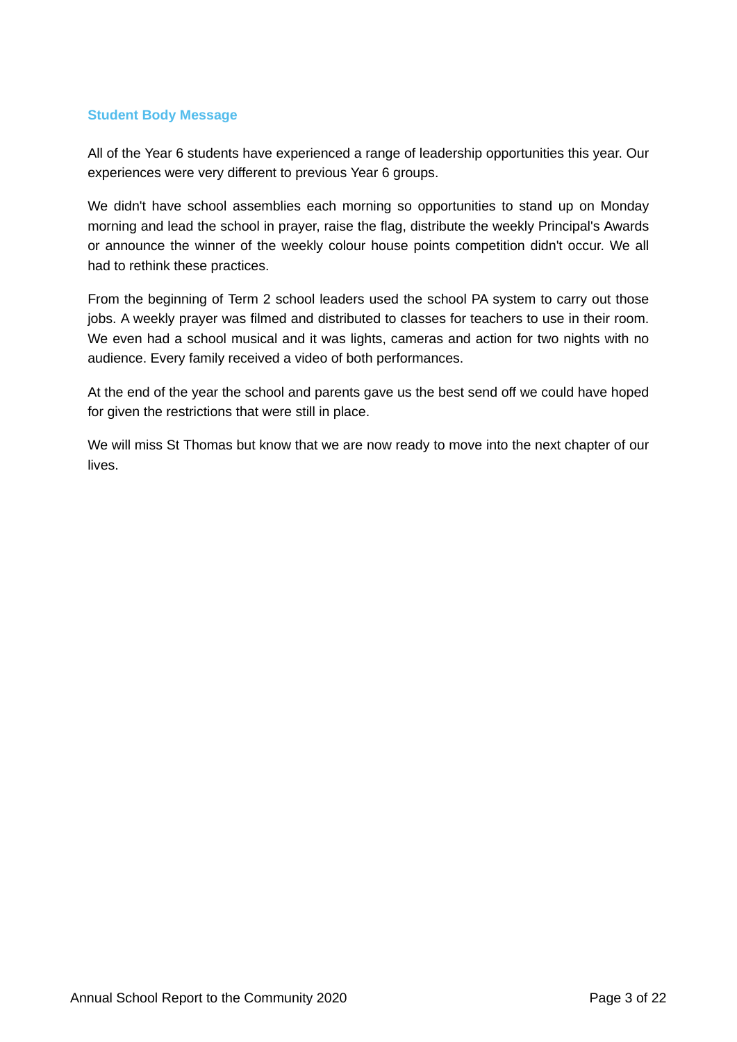## Student Body Message

All of the Year 6 students have experienced a range of leadership opportunities this year. Our experiences were very different to previous Year 6 groups.

We didn't have school assemblies each morning so opportunities to stand up on Monday morning and lead the school in prayer, raise the flag, distribute the weekly Principal's Awards or announce the winner of the weekly colour house points competition didn't occur. We all had to rethink these practices.

From the beginning of Term 2 school leaders used the school PA system to carry out those jobs. A weekly prayer was filmed and distributed to classes for teachers to use in their room. We even had a school musical and it was lights, cameras and action for two nights with no audience. Every family received a video of both performances.

At the end of the year the school and parents gave us the best send off we could have hoped for given the restrictions that were still in place.

We will miss St Thomas but know that we are now ready to move into the next chapter of our lives.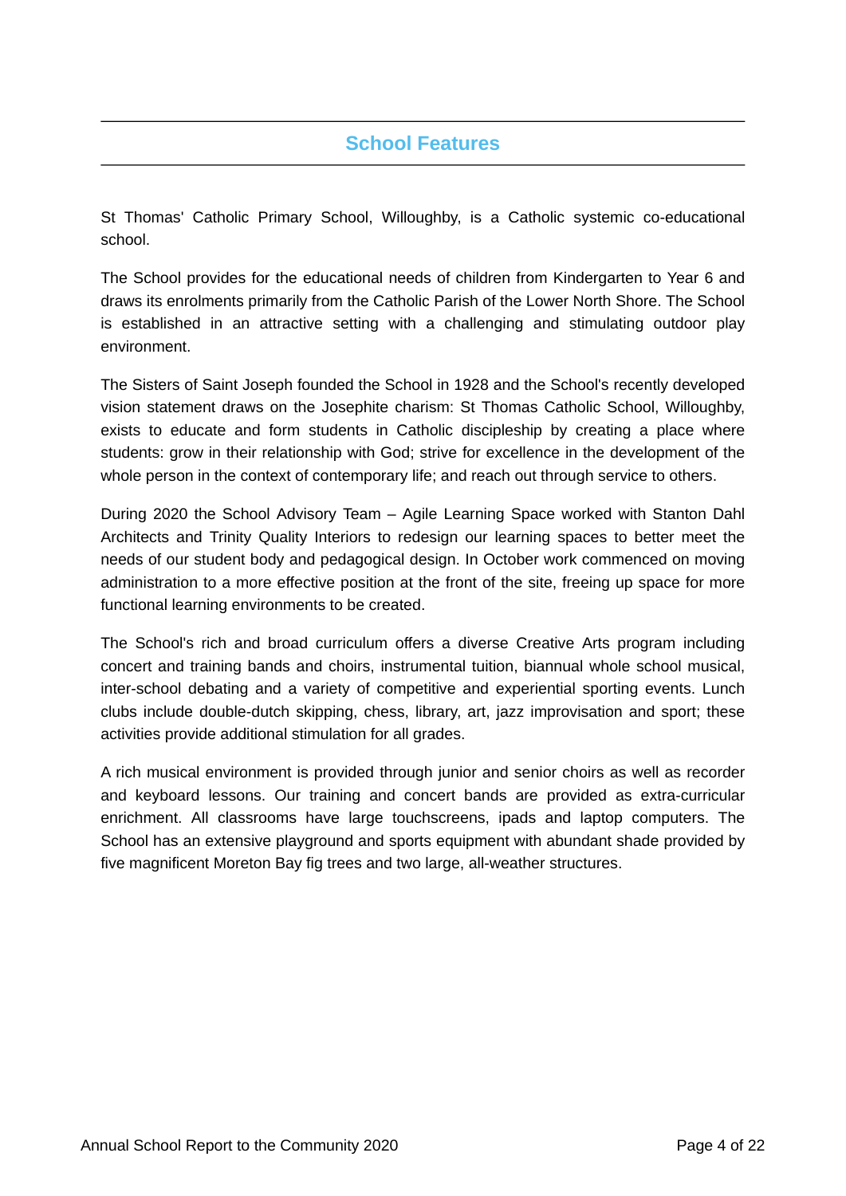## School Features

St Thomas' Catholic Primary School, Willoughby, is a Catholic systemic co-educational school.

The School provides for the educational needs of children from Kindergarten to Year 6 and draws its enrolments primarily from the Catholic Parish of the Lower North Shore. The School is established in an attractive setting with a challenging and stimulating outdoor play environment.

The Sisters of Saint Joseph founded the School in 1928 and the School's recently developed vision statement draws on the Josephite charism: St Thomas Catholic School, Willoughby, exists to educate and form students in Catholic discipleship by creating a place where students: grow in their relationship with God; strive for excellence in the development of the whole person in the context of contemporary life; and reach out through service to others.

During 2020 the School Advisory Team – Agile Learning Space worked with Stanton Dahl Architects and Trinity Quality Interiors to redesign our learning spaces to better meet the needs of our student body and pedagogical design. In October work commenced on moving administration to a more effective position at the front of the site, freeing up space for more functional learning environments to be created.

The School's rich and broad curriculum offers a diverse Creative Arts program including concert and training bands and choirs, instrumental tuition, biannual whole school musical, inter-school debating and a variety of competitive and experiential sporting events. Lunch clubs include double-dutch skipping, chess, library, art, jazz improvisation and sport; these activities provide additional stimulation for all grades.

A rich musical environment is provided through junior and senior choirs as well as recorder and keyboard lessons. Our training and concert bands are provided as extra-curricular enrichment. All classrooms have large touchscreens, ipads and laptop computers. The School has an extensive playground and sports equipment with abundant shade provided by five magnificent Moreton Bay fig trees and two large, all-weather structures.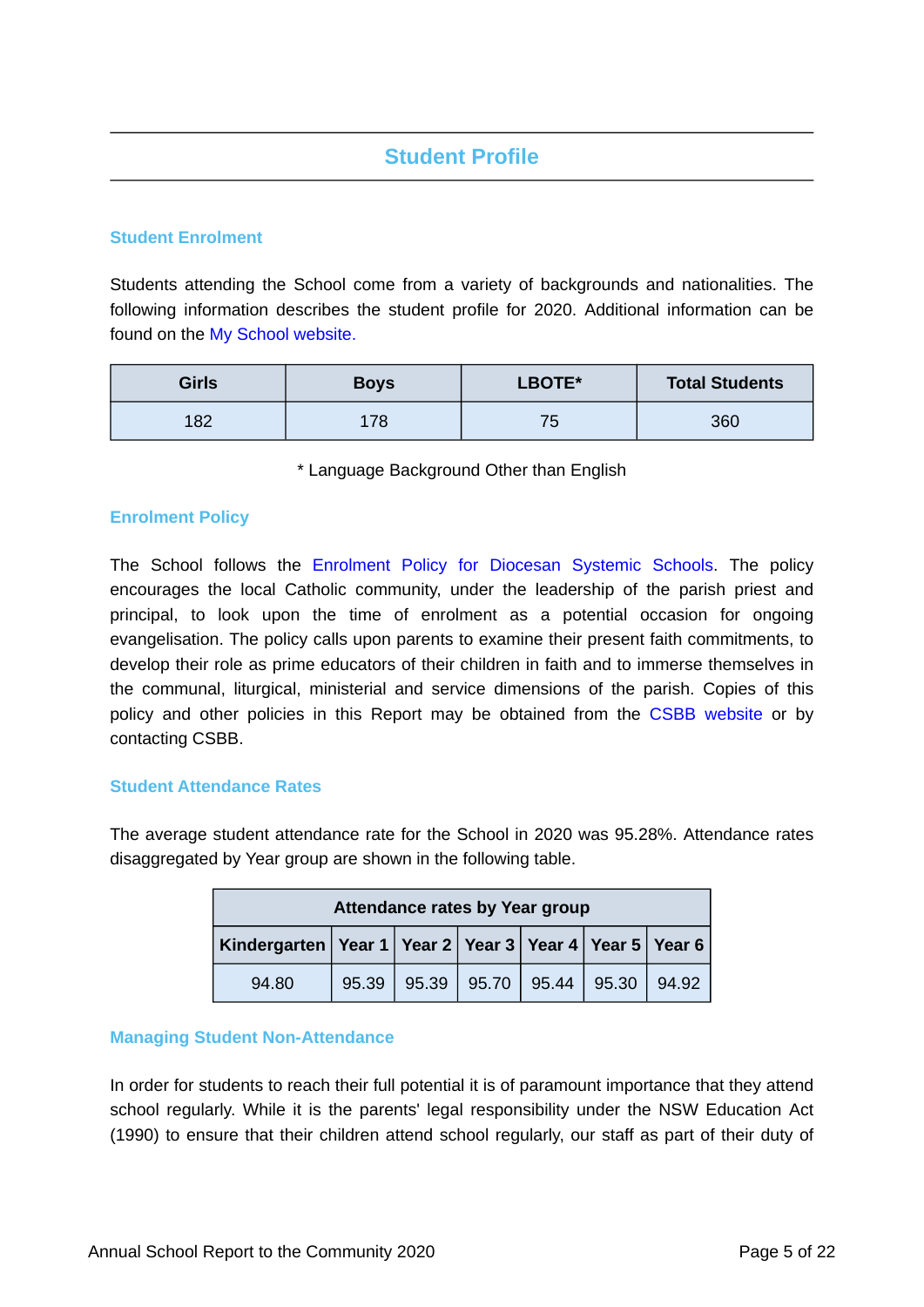## Student Profile

### Student Enrolment

Students attending the School come from a variety of backgrounds and nationalities. The following information describes the student profile for 2020. Additional information can be found on the My School website.

| Girls | Boys | LBOTE* | Total Students |
|---|---|---|---|
| 182 | 178 | 75 | 360 |

* Language Background Other than English

### Enrolment Policy

The School follows the Enrolment Policy for Diocesan Systemic Schools. The policy encourages the local Catholic community, under the leadership of the parish priest and principal, to look upon the time of enrolment as a potential occasion for ongoing evangelisation. The policy calls upon parents to examine their present faith commitments, to develop their role as prime educators of their children in faith and to immerse themselves in the communal, liturgical, ministerial and service dimensions of the parish. Copies of this policy and other policies in this Report may be obtained from the CSBB website or by contacting CSBB.

### Student Attendance Rates

The average student attendance rate for the School in 2020 was 95.28%. Attendance rates disaggregated by Year group are shown in the following table.

| Attendance rates by Year group | | | | | | |
|---|---|---|---|---|---|---|
| Kindergarten | Year 1 | Year 2 | Year 3 | Year 4 | Year 5 | Year 6 |
| 94.80 | 95.39 | 95.39 | 95.70 | 95.44 | 95.30 | 94.92 |

### Managing Student Non-Attendance

In order for students to reach their full potential it is of paramount importance that they attend school regularly. While it is the parents' legal responsibility under the NSW Education Act (1990) to ensure that their children attend school regularly, our staff as part of their duty of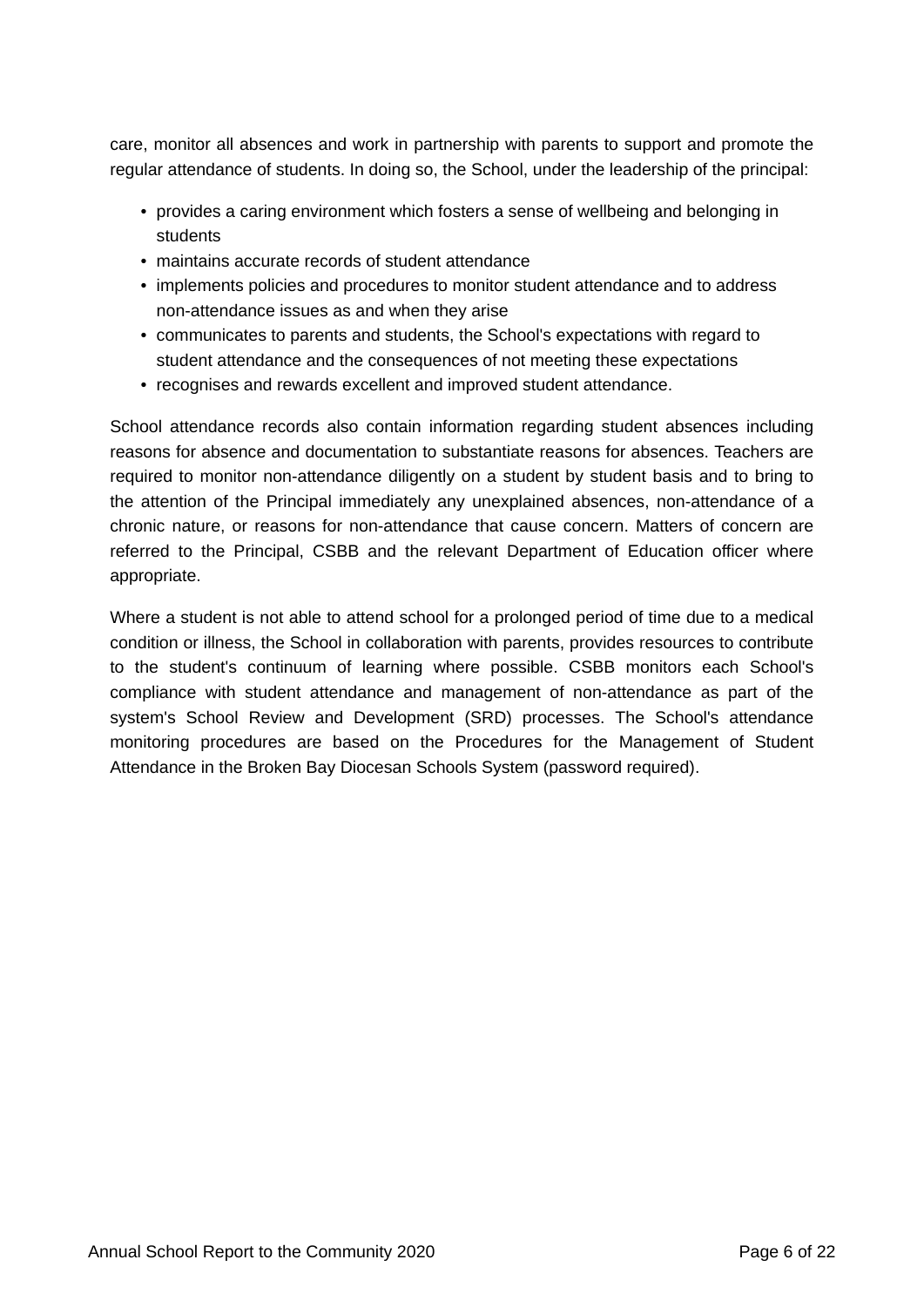care, monitor all absences and work in partnership with parents to support and promote the regular attendance of students. In doing so, the School, under the leadership of the principal:

- provides a caring environment which fosters a sense of wellbeing and belonging in students
- maintains accurate records of student attendance
- implements policies and procedures to monitor student attendance and to address non-attendance issues as and when they arise
- communicates to parents and students, the School's expectations with regard to student attendance and the consequences of not meeting these expectations
- recognises and rewards excellent and improved student attendance.

School attendance records also contain information regarding student absences including reasons for absence and documentation to substantiate reasons for absences. Teachers are required to monitor non-attendance diligently on a student by student basis and to bring to the attention of the Principal immediately any unexplained absences, non-attendance of a chronic nature, or reasons for non-attendance that cause concern. Matters of concern are referred to the Principal, CSBB and the relevant Department of Education officer where appropriate.

Where a student is not able to attend school for a prolonged period of time due to a medical condition or illness, the School in collaboration with parents, provides resources to contribute to the student's continuum of learning where possible. CSBB monitors each School's compliance with student attendance and management of non-attendance as part of the system's School Review and Development (SRD) processes. The School's attendance monitoring procedures are based on the Procedures for the Management of Student Attendance in the Broken Bay Diocesan Schools System (password required).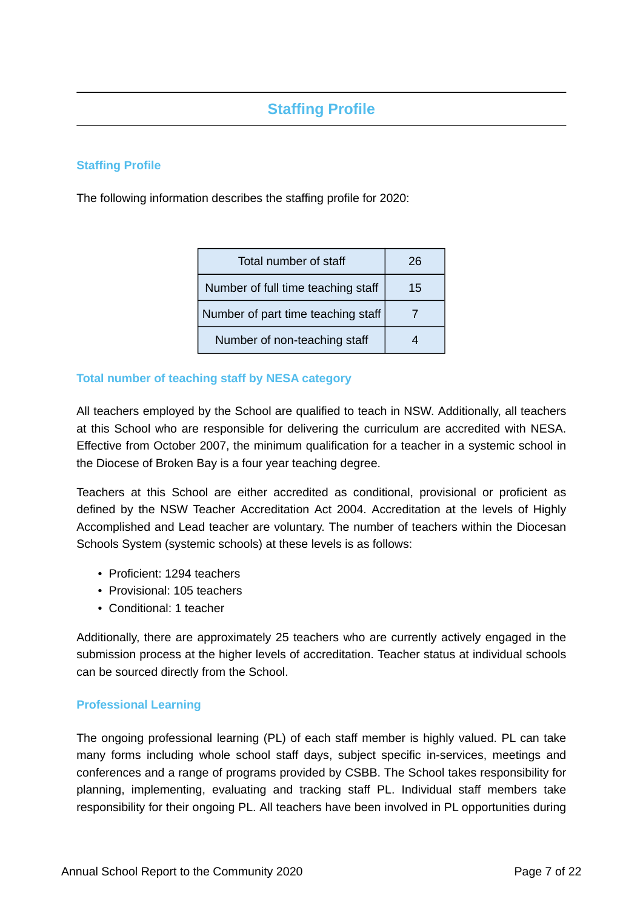# Staffing Profile

## Staffing Profile

The following information describes the staffing profile for 2020:

| Total number of staff | 26 |
|---|---|
| Number of full time teaching staff | 15 |
| Number of part time teaching staff | 7 |
| Number of non-teaching staff | 4 |

## Total number of teaching staff by NESA category

All teachers employed by the School are qualified to teach in NSW. Additionally, all teachers at this School who are responsible for delivering the curriculum are accredited with NESA. Effective from October 2007, the minimum qualification for a teacher in a systemic school in the Diocese of Broken Bay is a four year teaching degree.

Teachers at this School are either accredited as conditional, provisional or proficient as defined by the NSW Teacher Accreditation Act 2004. Accreditation at the levels of Highly Accomplished and Lead teacher are voluntary. The number of teachers within the Diocesan Schools System (systemic schools) at these levels is as follows:

- Proficient: 1294 teachers
- Provisional: 105 teachers
- Conditional: 1 teacher

Additionally, there are approximately 25 teachers who are currently actively engaged in the submission process at the higher levels of accreditation. Teacher status at individual schools can be sourced directly from the School.

## Professional Learning

The ongoing professional learning (PL) of each staff member is highly valued. PL can take many forms including whole school staff days, subject specific in-services, meetings and conferences and a range of programs provided by CSBB. The School takes responsibility for planning, implementing, evaluating and tracking staff PL. Individual staff members take responsibility for their ongoing PL. All teachers have been involved in PL opportunities during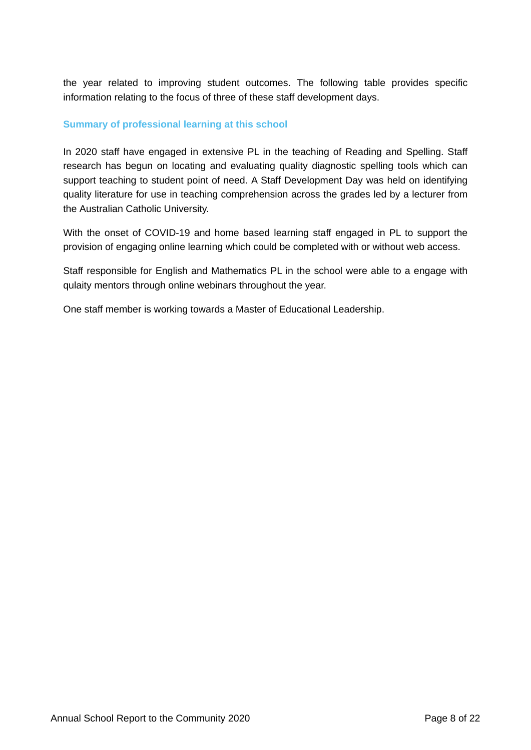the year related to improving student outcomes. The following table provides specific information relating to the focus of three of these staff development days.

### Summary of professional learning at this school

In 2020 staff have engaged in extensive PL in the teaching of Reading and Spelling. Staff research has begun on locating and evaluating quality diagnostic spelling tools which can support teaching to student point of need. A Staff Development Day was held on identifying quality literature for use in teaching comprehension across the grades led by a lecturer from the Australian Catholic University.

With the onset of COVID-19 and home based learning staff engaged in PL to support the provision of engaging online learning which could be completed with or without web access.

Staff responsible for English and Mathematics PL in the school were able to a engage with qulaity mentors through online webinars throughout the year.

One staff member is working towards a Master of Educational Leadership.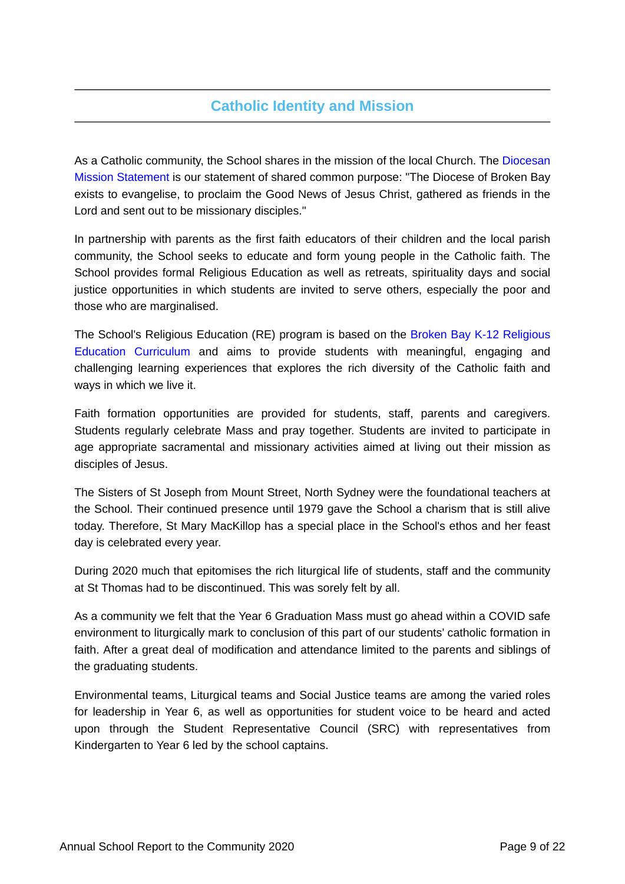## Catholic Identity and Mission

As a Catholic community, the School shares in the mission of the local Church. The Diocesan Mission Statement is our statement of shared common purpose: "The Diocese of Broken Bay exists to evangelise, to proclaim the Good News of Jesus Christ, gathered as friends in the Lord and sent out to be missionary disciples."

In partnership with parents as the first faith educators of their children and the local parish community, the School seeks to educate and form young people in the Catholic faith. The School provides formal Religious Education as well as retreats, spirituality days and social justice opportunities in which students are invited to serve others, especially the poor and those who are marginalised.

The School's Religious Education (RE) program is based on the Broken Bay K-12 Religious Education Curriculum and aims to provide students with meaningful, engaging and challenging learning experiences that explores the rich diversity of the Catholic faith and ways in which we live it.

Faith formation opportunities are provided for students, staff, parents and caregivers. Students regularly celebrate Mass and pray together. Students are invited to participate in age appropriate sacramental and missionary activities aimed at living out their mission as disciples of Jesus.

The Sisters of St Joseph from Mount Street, North Sydney were the foundational teachers at the School. Their continued presence until 1979 gave the School a charism that is still alive today. Therefore, St Mary MacKillop has a special place in the School's ethos and her feast day is celebrated every year.

During 2020 much that epitomises the rich liturgical life of students, staff and the community at St Thomas had to be discontinued. This was sorely felt by all.

As a community we felt that the Year 6 Graduation Mass must go ahead within a COVID safe environment to liturgically mark to conclusion of this part of our students' catholic formation in faith. After a great deal of modification and attendance limited to the parents and siblings of the graduating students.

Environmental teams, Liturgical teams and Social Justice teams are among the varied roles for leadership in Year 6, as well as opportunities for student voice to be heard and acted upon through the Student Representative Council (SRC) with representatives from Kindergarten to Year 6 led by the school captains.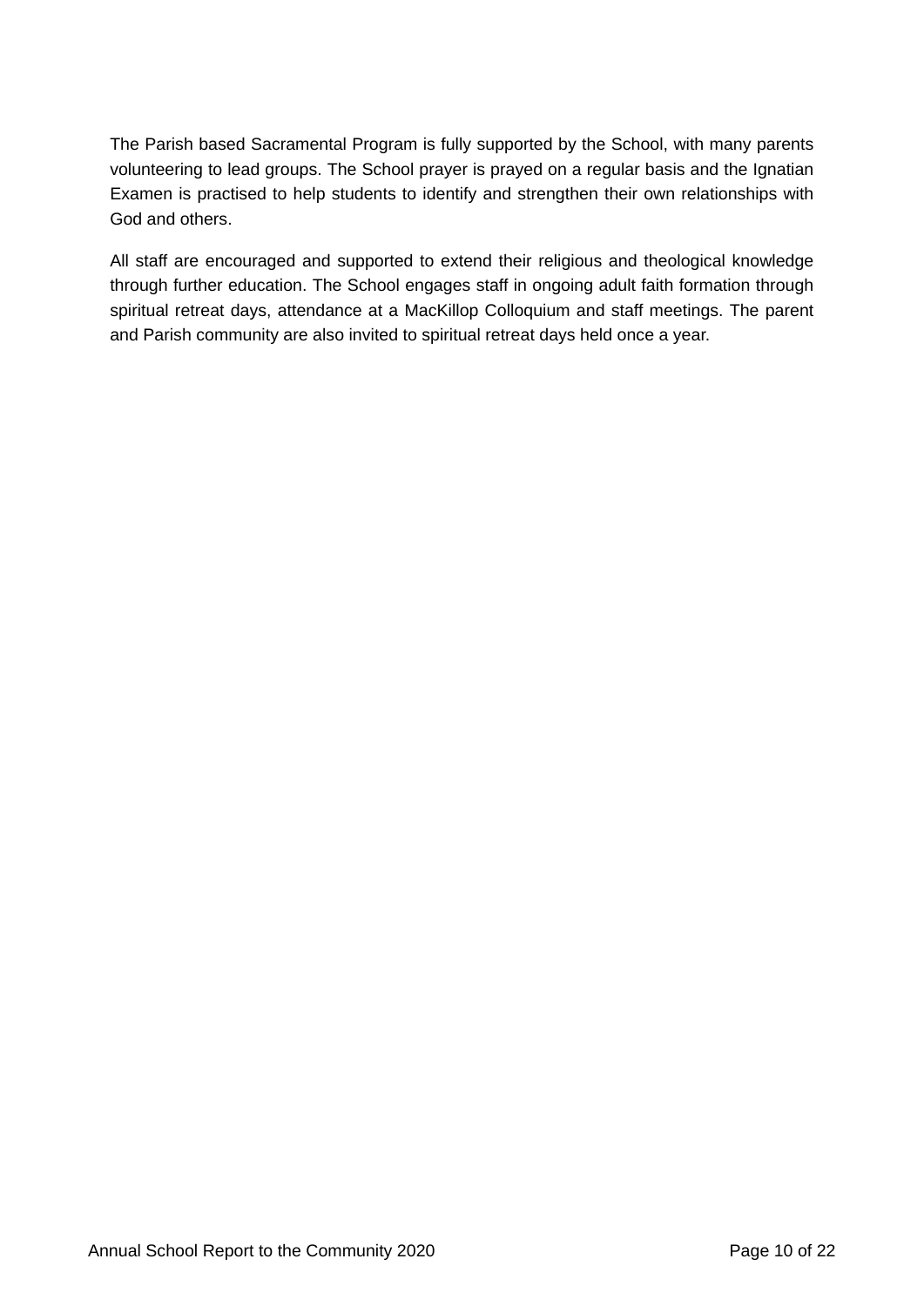The Parish based Sacramental Program is fully supported by the School, with many parents volunteering to lead groups. The School prayer is prayed on a regular basis and the Ignatian Examen is practised to help students to identify and strengthen their own relationships with God and others.

All staff are encouraged and supported to extend their religious and theological knowledge through further education. The School engages staff in ongoing adult faith formation through spiritual retreat days, attendance at a MacKillop Colloquium and staff meetings. The parent and Parish community are also invited to spiritual retreat days held once a year.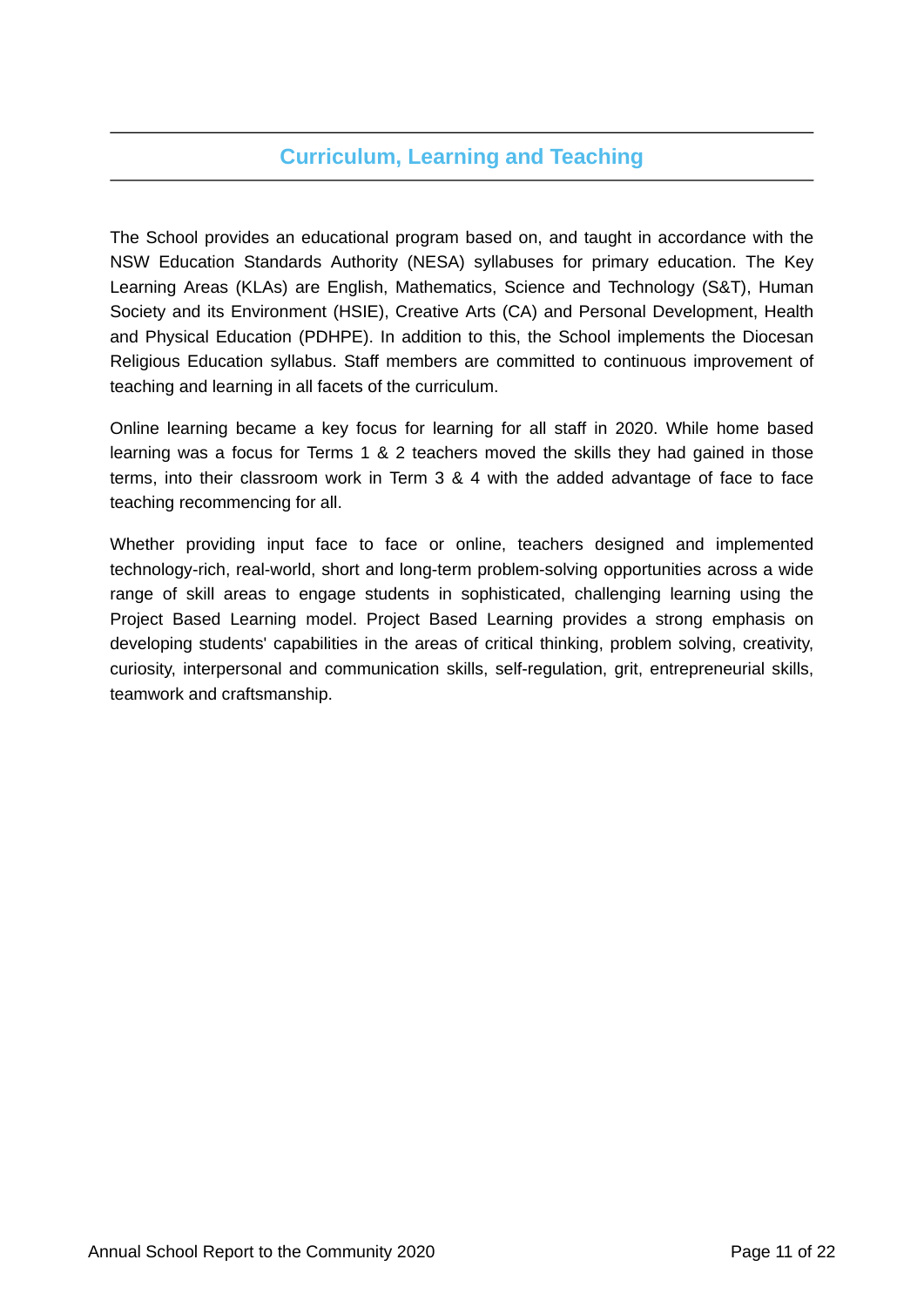## Curriculum, Learning and Teaching

The School provides an educational program based on, and taught in accordance with the NSW Education Standards Authority (NESA) syllabuses for primary education. The Key Learning Areas (KLAs) are English, Mathematics, Science and Technology (S&T), Human Society and its Environment (HSIE), Creative Arts (CA) and Personal Development, Health and Physical Education (PDHPE). In addition to this, the School implements the Diocesan Religious Education syllabus. Staff members are committed to continuous improvement of teaching and learning in all facets of the curriculum.

Online learning became a key focus for learning for all staff in 2020. While home based learning was a focus for Terms 1 & 2 teachers moved the skills they had gained in those terms, into their classroom work in Term 3 & 4 with the added advantage of face to face teaching recommencing for all.

Whether providing input face to face or online, teachers designed and implemented technology-rich, real-world, short and long-term problem-solving opportunities across a wide range of skill areas to engage students in sophisticated, challenging learning using the Project Based Learning model. Project Based Learning provides a strong emphasis on developing students' capabilities in the areas of critical thinking, problem solving, creativity, curiosity, interpersonal and communication skills, self-regulation, grit, entrepreneurial skills, teamwork and craftsmanship.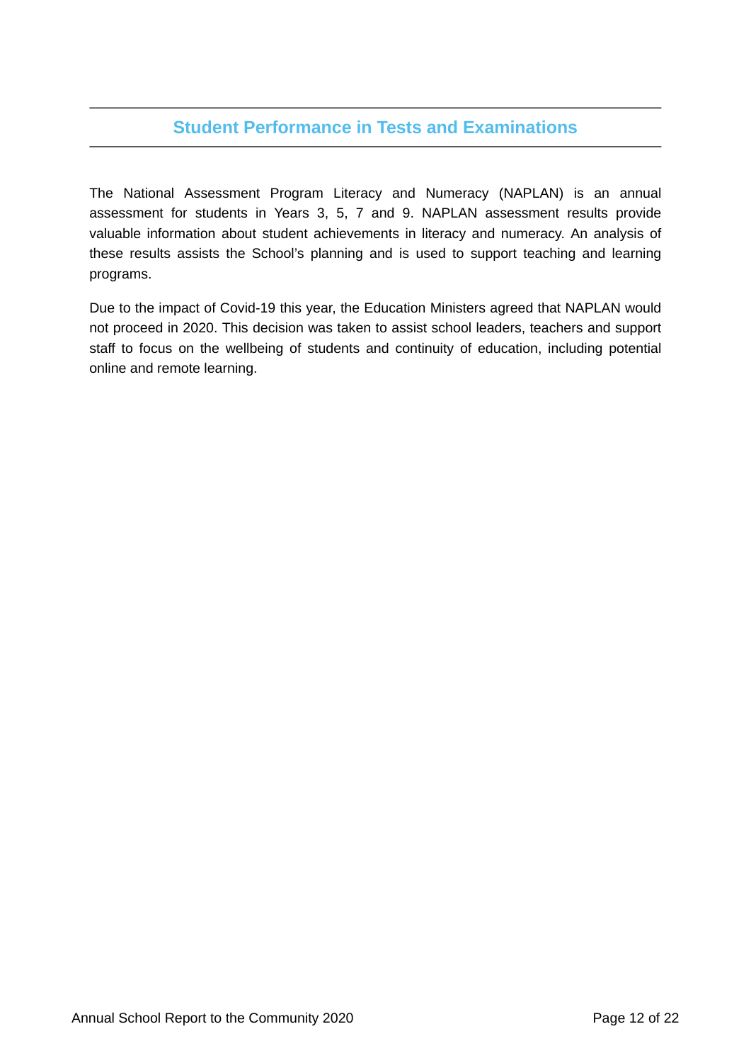## Student Performance in Tests and Examinations

The National Assessment Program Literacy and Numeracy (NAPLAN) is an annual assessment for students in Years 3, 5, 7 and 9. NAPLAN assessment results provide valuable information about student achievements in literacy and numeracy. An analysis of these results assists the School's planning and is used to support teaching and learning programs.

Due to the impact of Covid-19 this year, the Education Ministers agreed that NAPLAN would not proceed in 2020. This decision was taken to assist school leaders, teachers and support staff to focus on the wellbeing of students and continuity of education, including potential online and remote learning.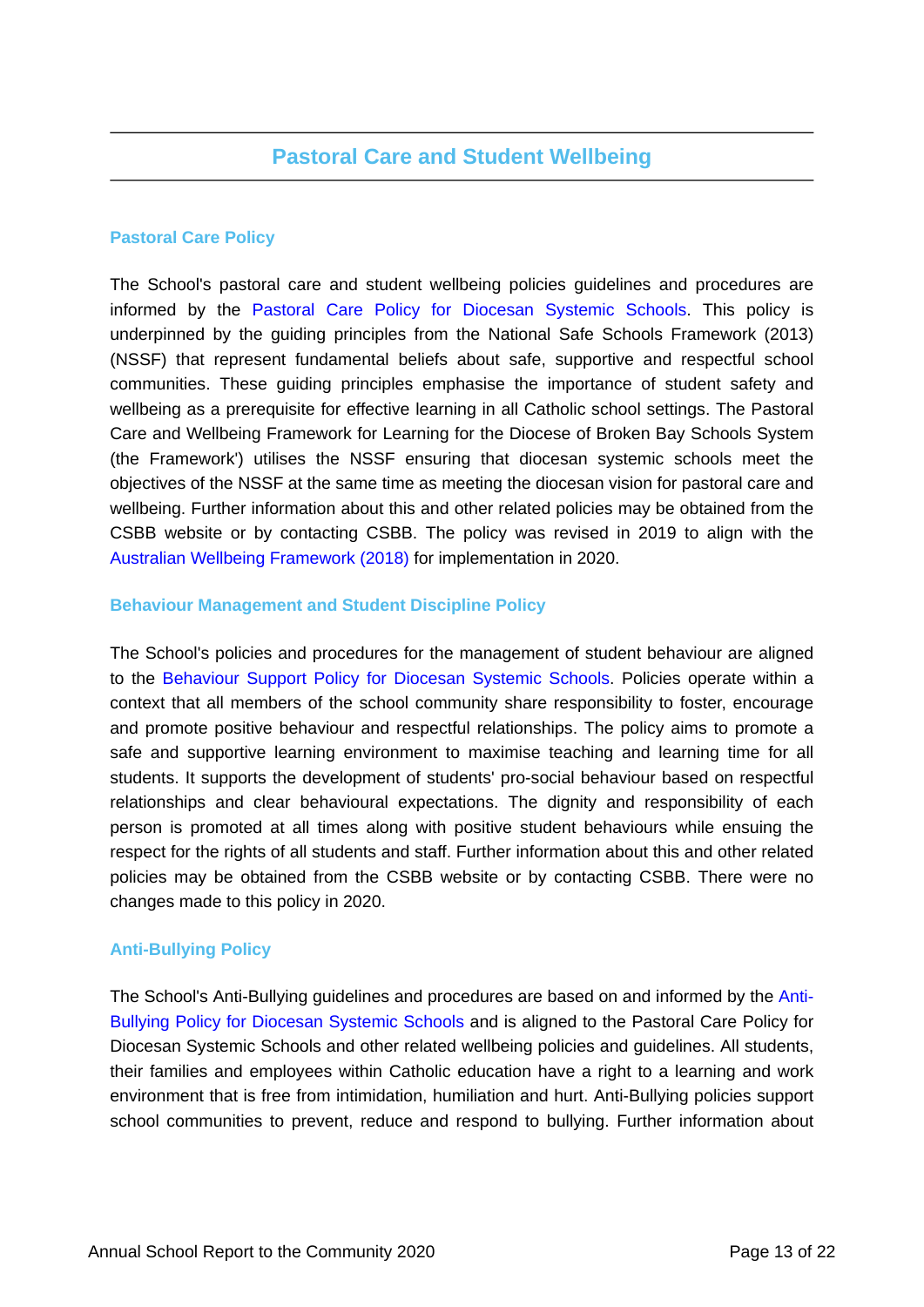## Pastoral Care and Student Wellbeing

### Pastoral Care Policy

The School's pastoral care and student wellbeing policies guidelines and procedures are informed by the Pastoral Care Policy for Diocesan Systemic Schools. This policy is underpinned by the guiding principles from the National Safe Schools Framework (2013) (NSSF) that represent fundamental beliefs about safe, supportive and respectful school communities. These guiding principles emphasise the importance of student safety and wellbeing as a prerequisite for effective learning in all Catholic school settings. The Pastoral Care and Wellbeing Framework for Learning for the Diocese of Broken Bay Schools System (the Framework') utilises the NSSF ensuring that diocesan systemic schools meet the objectives of the NSSF at the same time as meeting the diocesan vision for pastoral care and wellbeing. Further information about this and other related policies may be obtained from the CSBB website or by contacting CSBB. The policy was revised in 2019 to align with the Australian Wellbeing Framework (2018) for implementation in 2020.

### Behaviour Management and Student Discipline Policy

The School's policies and procedures for the management of student behaviour are aligned to the Behaviour Support Policy for Diocesan Systemic Schools. Policies operate within a context that all members of the school community share responsibility to foster, encourage and promote positive behaviour and respectful relationships. The policy aims to promote a safe and supportive learning environment to maximise teaching and learning time for all students. It supports the development of students' pro-social behaviour based on respectful relationships and clear behavioural expectations. The dignity and responsibility of each person is promoted at all times along with positive student behaviours while ensuing the respect for the rights of all students and staff. Further information about this and other related policies may be obtained from the CSBB website or by contacting CSBB. There were no changes made to this policy in 2020.

### Anti-Bullying Policy

The School's Anti-Bullying guidelines and procedures are based on and informed by the Anti-Bullying Policy for Diocesan Systemic Schools and is aligned to the Pastoral Care Policy for Diocesan Systemic Schools and other related wellbeing policies and guidelines. All students, their families and employees within Catholic education have a right to a learning and work environment that is free from intimidation, humiliation and hurt. Anti-Bullying policies support school communities to prevent, reduce and respond to bullying. Further information about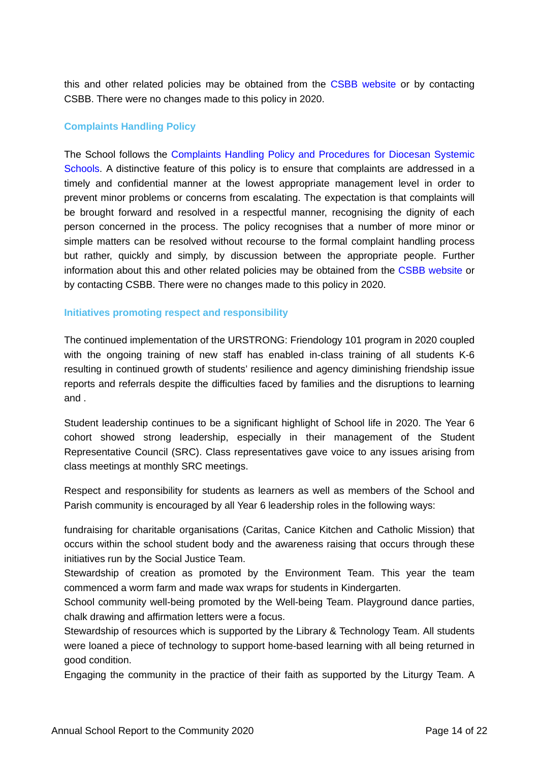this and other related policies may be obtained from the CSBB website or by contacting CSBB. There were no changes made to this policy in 2020.

### Complaints Handling Policy

The School follows the Complaints Handling Policy and Procedures for Diocesan Systemic Schools. A distinctive feature of this policy is to ensure that complaints are addressed in a timely and confidential manner at the lowest appropriate management level in order to prevent minor problems or concerns from escalating. The expectation is that complaints will be brought forward and resolved in a respectful manner, recognising the dignity of each person concerned in the process. The policy recognises that a number of more minor or simple matters can be resolved without recourse to the formal complaint handling process but rather, quickly and simply, by discussion between the appropriate people. Further information about this and other related policies may be obtained from the CSBB website or by contacting CSBB. There were no changes made to this policy in 2020.

### Initiatives promoting respect and responsibility

The continued implementation of the URSTRONG: Friendology 101 program in 2020 coupled with the ongoing training of new staff has enabled in-class training of all students K-6 resulting in continued growth of students' resilience and agency diminishing friendship issue reports and referrals despite the difficulties faced by families and the disruptions to learning and .

Student leadership continues to be a significant highlight of School life in 2020. The Year 6 cohort showed strong leadership, especially in their management of the Student Representative Council (SRC). Class representatives gave voice to any issues arising from class meetings at monthly SRC meetings.

Respect and responsibility for students as learners as well as members of the School and Parish community is encouraged by all Year 6 leadership roles in the following ways:

fundraising for charitable organisations (Caritas, Canice Kitchen and Catholic Mission) that occurs within the school student body and the awareness raising that occurs through these initiatives run by the Social Justice Team.

Stewardship of creation as promoted by the Environment Team. This year the team commenced a worm farm and made wax wraps for students in Kindergarten.

School community well-being promoted by the Well-being Team. Playground dance parties, chalk drawing and affirmation letters were a focus.

Stewardship of resources which is supported by the Library & Technology Team. All students were loaned a piece of technology to support home-based learning with all being returned in good condition.

Engaging the community in the practice of their faith as supported by the Liturgy Team. A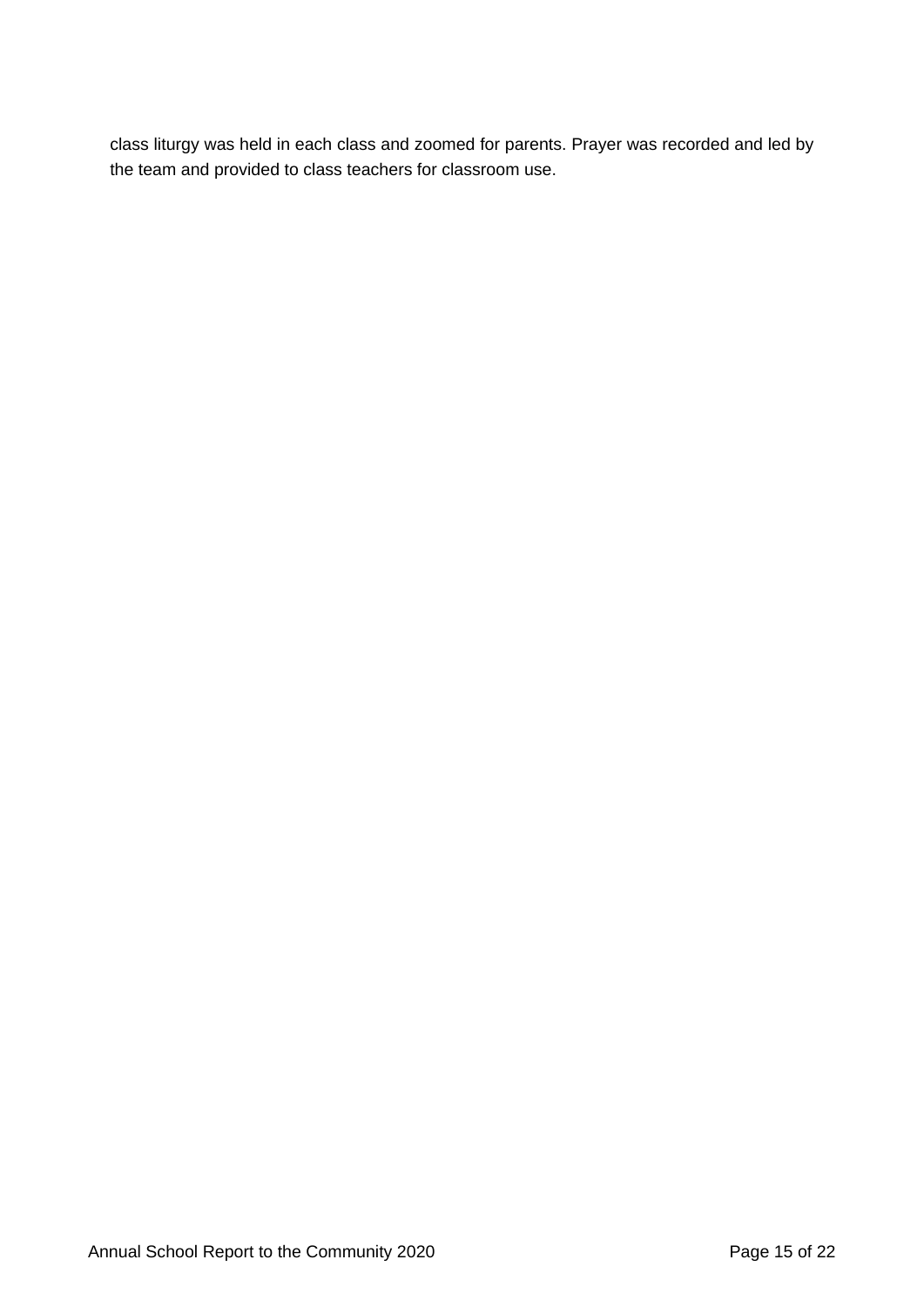class liturgy was held in each class and zoomed for parents. Prayer was recorded and led by the team and provided to class teachers for classroom use.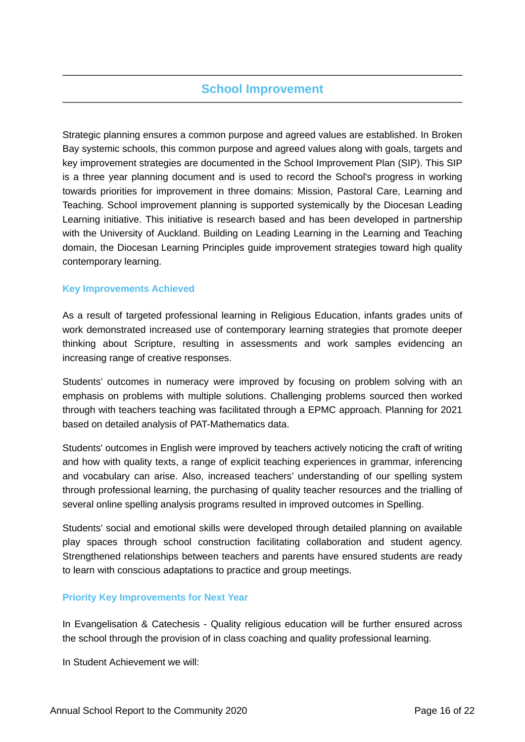## School Improvement

Strategic planning ensures a common purpose and agreed values are established. In Broken Bay systemic schools, this common purpose and agreed values along with goals, targets and key improvement strategies are documented in the School Improvement Plan (SIP). This SIP is a three year planning document and is used to record the School's progress in working towards priorities for improvement in three domains: Mission, Pastoral Care, Learning and Teaching. School improvement planning is supported systemically by the Diocesan Leading Learning initiative. This initiative is research based and has been developed in partnership with the University of Auckland. Building on Leading Learning in the Learning and Teaching domain, the Diocesan Learning Principles guide improvement strategies toward high quality contemporary learning.

### Key Improvements Achieved

As a result of targeted professional learning in Religious Education, infants grades units of work demonstrated increased use of contemporary learning strategies that promote deeper thinking about Scripture, resulting in assessments and work samples evidencing an increasing range of creative responses.

Students' outcomes in numeracy were improved by focusing on problem solving with an emphasis on problems with multiple solutions. Challenging problems sourced then worked through with teachers teaching was facilitated through a EPMC approach. Planning for 2021 based on detailed analysis of PAT-Mathematics data.

Students' outcomes in English were improved by teachers actively noticing the craft of writing and how with quality texts, a range of explicit teaching experiences in grammar, inferencing and vocabulary can arise. Also, increased teachers' understanding of our spelling system through professional learning, the purchasing of quality teacher resources and the trialling of several online spelling analysis programs resulted in improved outcomes in Spelling.

Students' social and emotional skills were developed through detailed planning on available play spaces through school construction facilitating collaboration and student agency. Strengthened relationships between teachers and parents have ensured students are ready to learn with conscious adaptations to practice and group meetings.

### Priority Key Improvements for Next Year

In Evangelisation & Catechesis - Quality religious education will be further ensured across the school through the provision of in class coaching and quality professional learning.

In Student Achievement we will: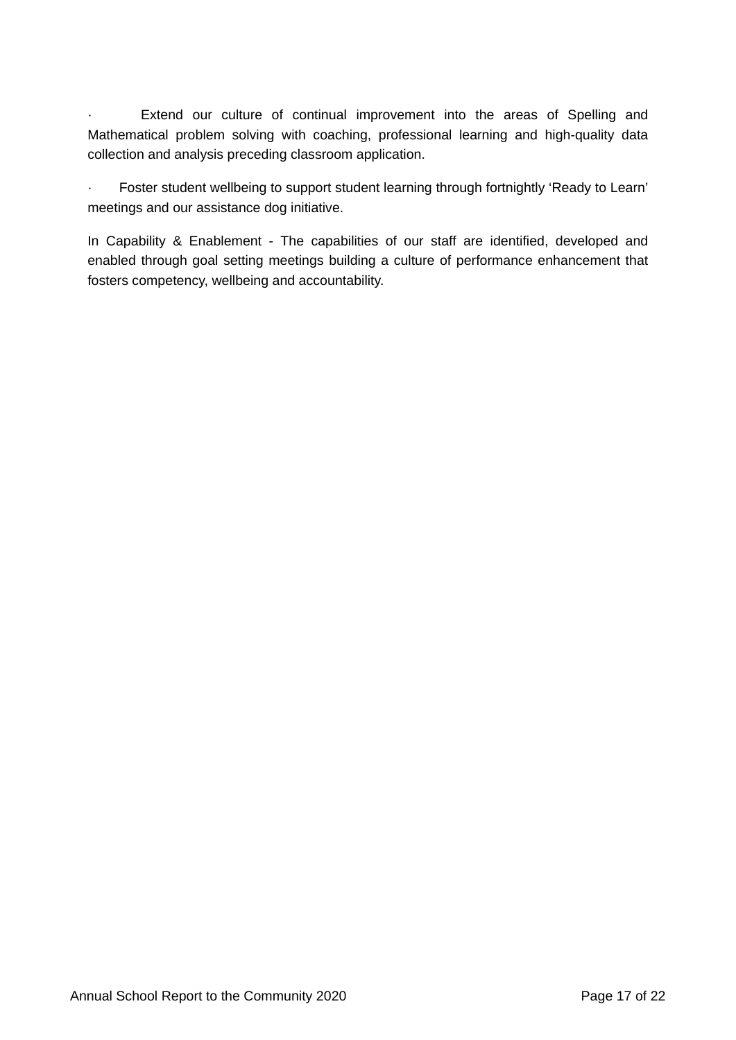- Extend our culture of continual improvement into the areas of Spelling and Mathematical problem solving with coaching, professional learning and high-quality data collection and analysis preceding classroom application.

- Foster student wellbeing to support student learning through fortnightly 'Ready to Learn' meetings and our assistance dog initiative.

In Capability & Enablement - The capabilities of our staff are identified, developed and enabled through goal setting meetings building a culture of performance enhancement that fosters competency, wellbeing and accountability.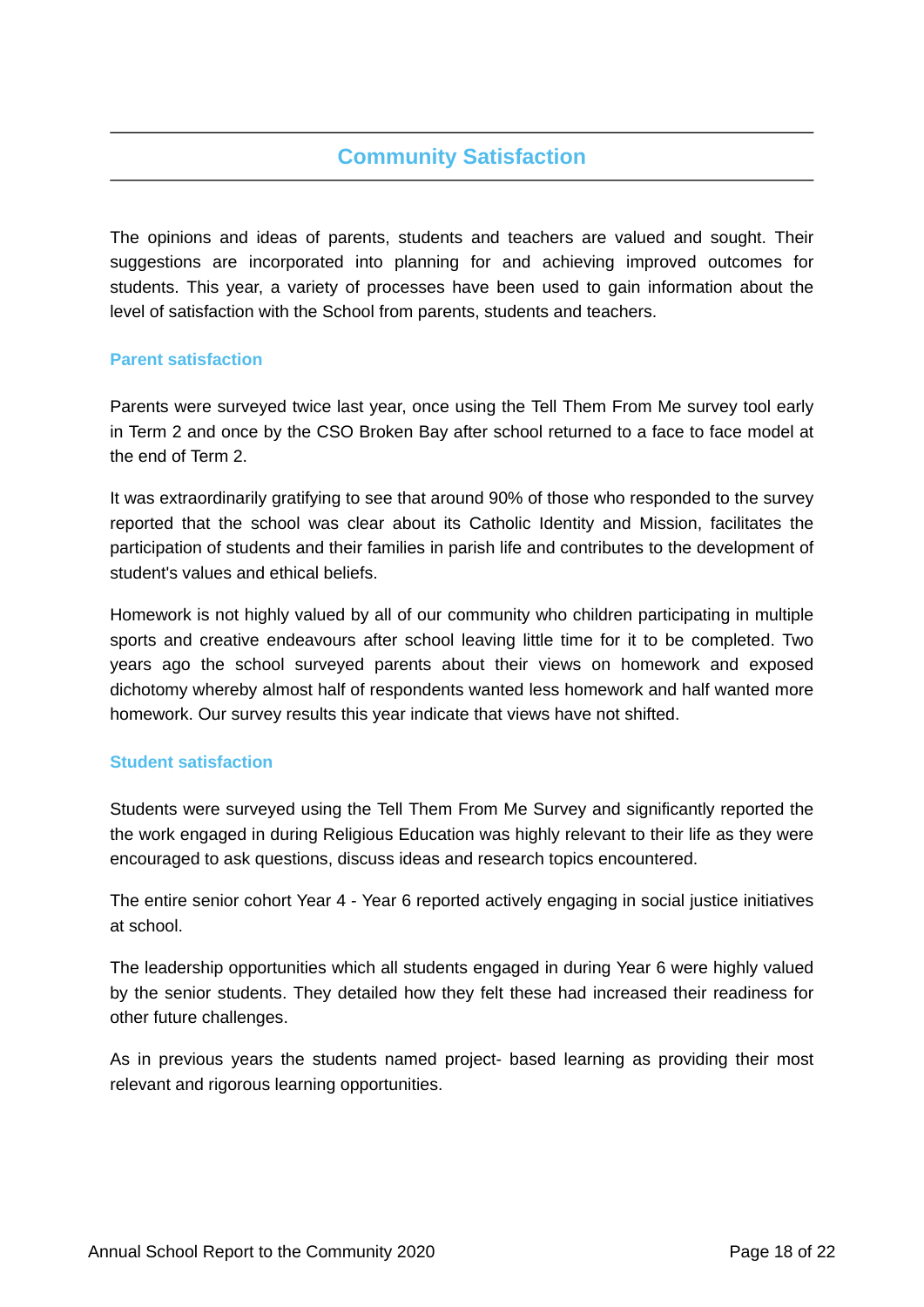## Community Satisfaction

The opinions and ideas of parents, students and teachers are valued and sought. Their suggestions are incorporated into planning for and achieving improved outcomes for students. This year, a variety of processes have been used to gain information about the level of satisfaction with the School from parents, students and teachers.

### Parent satisfaction

Parents were surveyed twice last year, once using the Tell Them From Me survey tool early in Term 2 and once by the CSO Broken Bay after school returned to a face to face model at the end of Term 2.

It was extraordinarily gratifying to see that around 90% of those who responded to the survey reported that the school was clear about its Catholic Identity and Mission, facilitates the participation of students and their families in parish life and contributes to the development of student's values and ethical beliefs.

Homework is not highly valued by all of our community who children participating in multiple sports and creative endeavours after school leaving little time for it to be completed. Two years ago the school surveyed parents about their views on homework and exposed dichotomy whereby almost half of respondents wanted less homework and half wanted more homework. Our survey results this year indicate that views have not shifted.

### Student satisfaction

Students were surveyed using the Tell Them From Me Survey and significantly reported the the work engaged in during Religious Education was highly relevant to their life as they were encouraged to ask questions, discuss ideas and research topics encountered.

The entire senior cohort Year 4 - Year 6 reported actively engaging in social justice initiatives at school.

The leadership opportunities which all students engaged in during Year 6 were highly valued by the senior students. They detailed how they felt these had increased their readiness for other future challenges.

As in previous years the students named project- based learning as providing their most relevant and rigorous learning opportunities.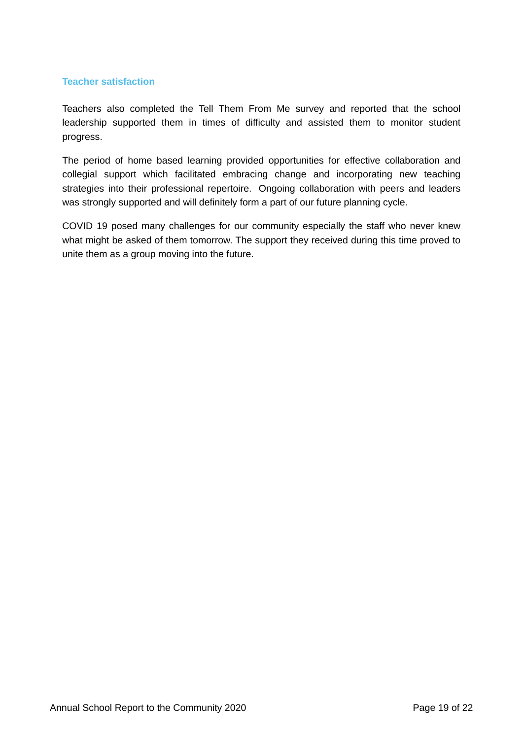### Teacher satisfaction

Teachers also completed the Tell Them From Me survey and reported that the school leadership supported them in times of difficulty and assisted them to monitor student progress.

The period of home based learning provided opportunities for effective collaboration and collegial support which facilitated embracing change and incorporating new teaching strategies into their professional repertoire. Ongoing collaboration with peers and leaders was strongly supported and will definitely form a part of our future planning cycle.

COVID 19 posed many challenges for our community especially the staff who never knew what might be asked of them tomorrow. The support they received during this time proved to unite them as a group moving into the future.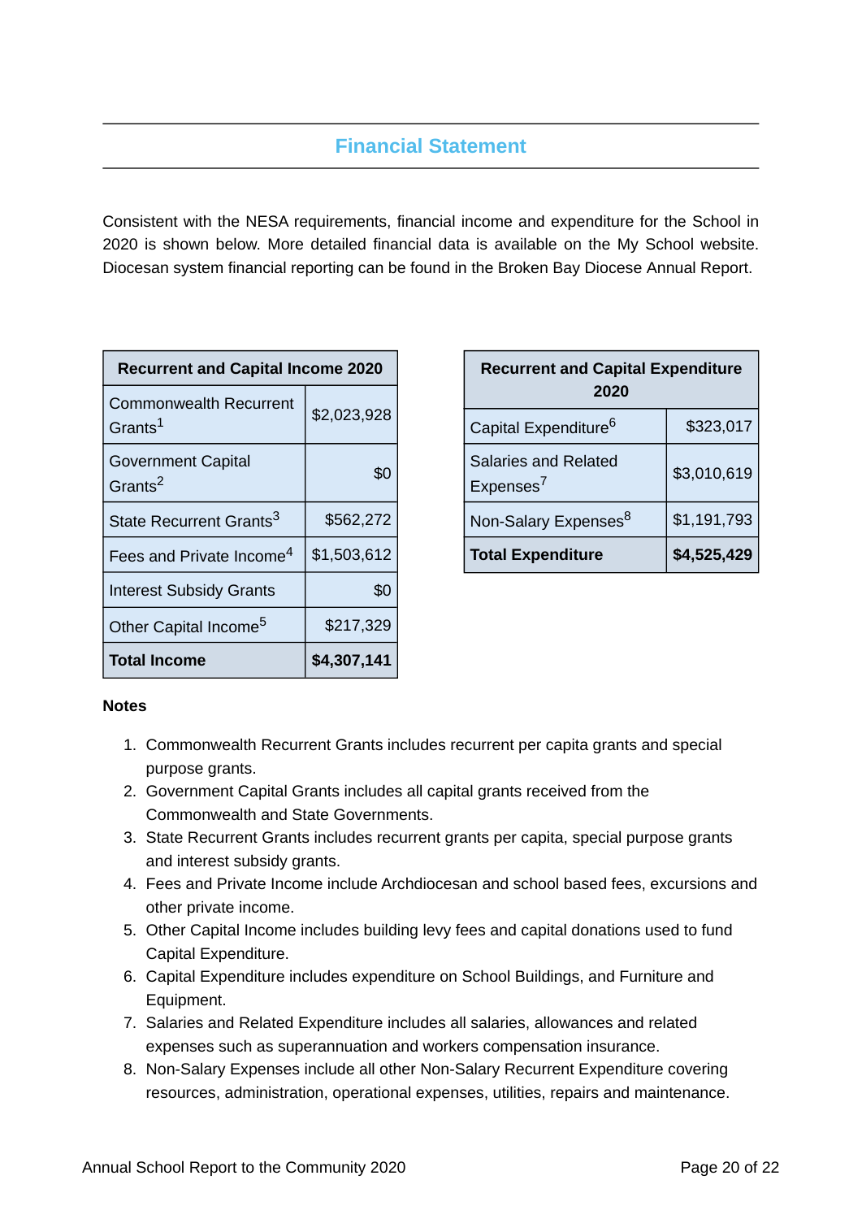## Financial Statement

Consistent with the NESA requirements, financial income and expenditure for the School in 2020 is shown below. More detailed financial data is available on the My School website. Diocesan system financial reporting can be found in the Broken Bay Diocese Annual Report.

| Recurrent and Capital Income 2020 | |
|---|---|
| Commonwealth Recurrent Grants[1] | $2,023,928 |
| Government Capital Grants[2] | $0 |
| State Recurrent Grants[3] | $562,272 |
| Fees and Private Income[4] | $1,503,612 |
| Interest Subsidy Grants | $0 |
| Other Capital Income[5] | $217,329 |
| **Total Income** | **$4,307,141** |

| Recurrent and Capital Expenditure 2020 | |
|---|---|
| Capital Expenditure[6] | $323,017 |
| Salaries and Related Expenses[7] | $3,010,619 |
| Non-Salary Expenses[8] | $1,191,793 |
| **Total Expenditure** | **$4,525,429** |

**Notes**

1. Commonwealth Recurrent Grants includes recurrent per capita grants and special purpose grants.
2. Government Capital Grants includes all capital grants received from the Commonwealth and State Governments.
3. State Recurrent Grants includes recurrent grants per capita, special purpose grants and interest subsidy grants.
4. Fees and Private Income include Archdiocesan and school based fees, excursions and other private income.
5. Other Capital Income includes building levy fees and capital donations used to fund Capital Expenditure.
6. Capital Expenditure includes expenditure on School Buildings, and Furniture and Equipment.
7. Salaries and Related Expenditure includes all salaries, allowances and related expenses such as superannuation and workers compensation insurance.
8. Non-Salary Expenses include all other Non-Salary Recurrent Expenditure covering resources, administration, operational expenses, utilities, repairs and maintenance.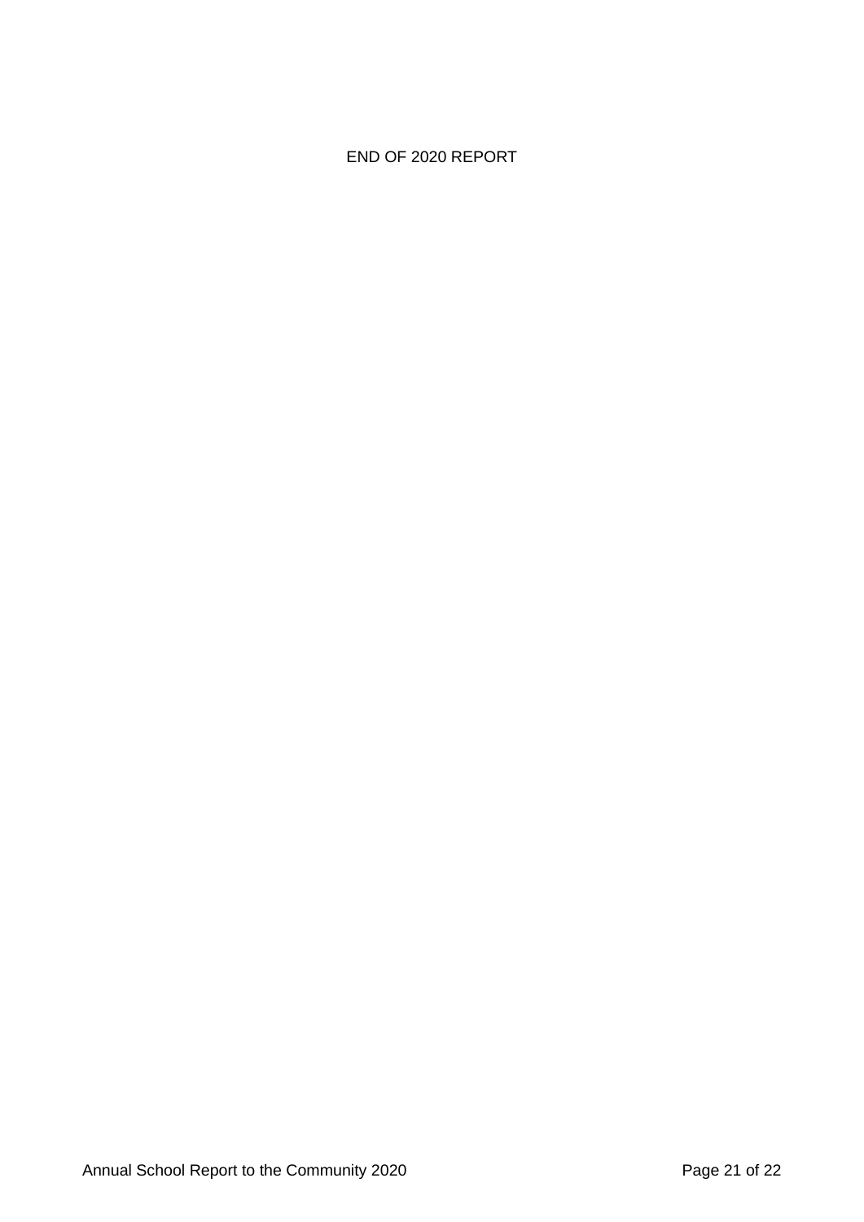END OF 2020 REPORT